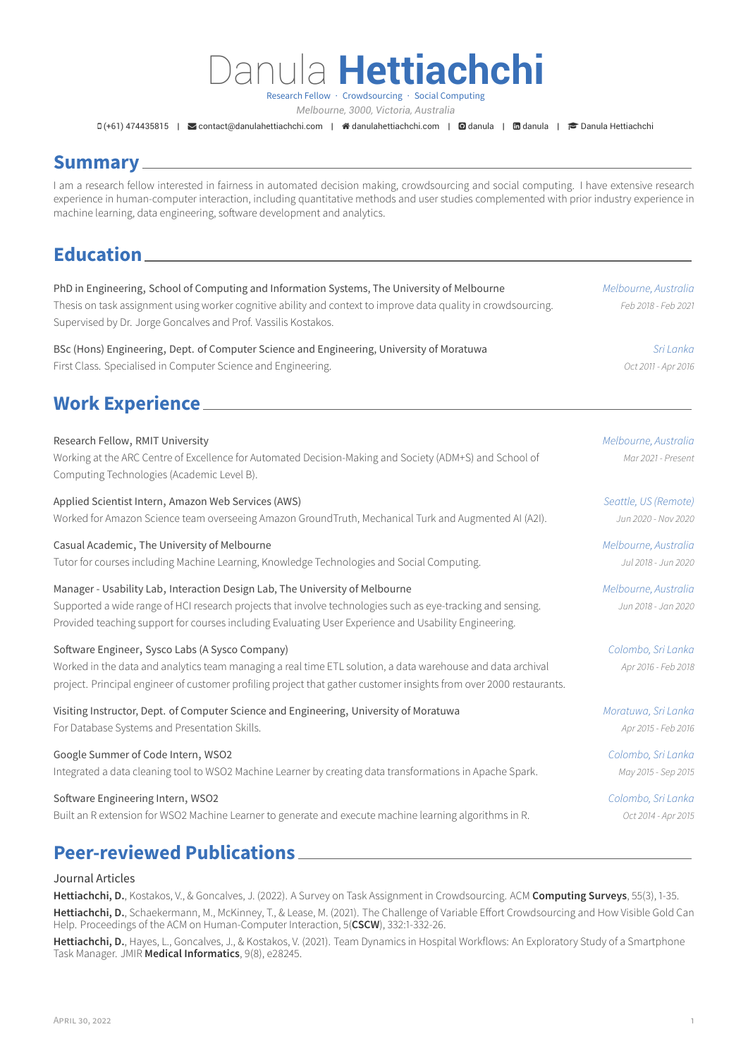# Danula **Hettiachchi**

Research Fellow · Crowdsourcing · Social Computing

*Melbourne, 3000, Victoria, Australia*

(+61) 474435815 | contact@danulahettiachchi.com | danulahettiachchi.com | danula | danula | Danula Hettiachchi

## Summary

I am a research fellow interested in fairness in automated decision making, crowdsourcing and social computing. I have extensive research experience in human-computer interaction, including quantitative methods and user studies complemented with prior industry experience in machine learning, data engineering, software development and analytics.

## Education

**PhD in Engineering, School of Computing and Information Systems, The University of Melbourne** — *Melbourne, Australia*, *Feb 2018 - Feb 2021*

Thesis on task assignment using worker cognitive ability and context to improve data quality in crowdsourcing.
Supervised by Dr. Jorge Goncalves and Prof. Vassilis Kostakos.

**BSc (Hons) Engineering, Dept. of Computer Science and Engineering, University of Moratuwa** — *Sri Lanka*, *Oct 2011 - Apr 2016*

First Class. Specialised in Computer Science and Engineering.

## Work Experience

**Research Fellow, RMIT University** — *Melbourne, Australia*, *Mar 2021 - Present*

Working at the ARC Centre of Excellence for Automated Decision-Making and Society (ADM+S) and School of Computing Technologies (Academic Level B).

**Applied Scientist Intern, Amazon Web Services (AWS)** — *Seattle, US (Remote)*, *Jun 2020 - Nov 2020*

Worked for Amazon Science team overseeing Amazon GroundTruth, Mechanical Turk and Augmented AI (A2I).

**Casual Academic, The University of Melbourne** — *Melbourne, Australia*, *Jul 2018 - Jun 2020*

Tutor for courses including Machine Learning, Knowledge Technologies and Social Computing.

**Manager - Usability Lab, Interaction Design Lab, The University of Melbourne** — *Melbourne, Australia*, *Jun 2018 - Jan 2020*

Supported a wide range of HCI research projects that involve technologies such as eye-tracking and sensing.
Provided teaching support for courses including Evaluating User Experience and Usability Engineering.

**Software Engineer, Sysco Labs (A Sysco Company)** — *Colombo, Sri Lanka*, *Apr 2016 - Feb 2018*

Worked in the data and analytics team managing a real time ETL solution, a data warehouse and data archival project. Principal engineer of customer profiling project that gather customer insights from over 2000 restaurants.

**Visiting Instructor, Dept. of Computer Science and Engineering, University of Moratuwa** — *Moratuwa, Sri Lanka*, *Apr 2015 - Feb 2016*

For Database Systems and Presentation Skills.

**Google Summer of Code Intern, WSO2** — *Colombo, Sri Lanka*, *May 2015 - Sep 2015*

Integrated a data cleaning tool to WSO2 Machine Learner by creating data transformations in Apache Spark.

**Software Engineering Intern, WSO2** — *Colombo, Sri Lanka*, *Oct 2014 - Apr 2015*

Built an R extension for WSO2 Machine Learner to generate and execute machine learning algorithms in R.

## Peer-reviewed Publications

### Journal Articles

**Hettiachchi, D.**, Kostakos, V., & Goncalves, J. (2022). A Survey on Task Assignment in Crowdsourcing. ACM **Computing Surveys**, 55(3), 1-35.

**Hettiachchi, D.**, Schaekermann, M., McKinney, T., & Lease, M. (2021). The Challenge of Variable Effort Crowdsourcing and How Visible Gold Can Help. Proceedings of the ACM on Human-Computer Interaction, 5(**CSCW**), 332:1-332-26.

**Hettiachchi, D.**, Hayes, L., Goncalves, J., & Kostakos, V. (2021). Team Dynamics in Hospital Workflows: An Exploratory Study of a Smartphone Task Manager. JMIR **Medical Informatics**, 9(8), e28245.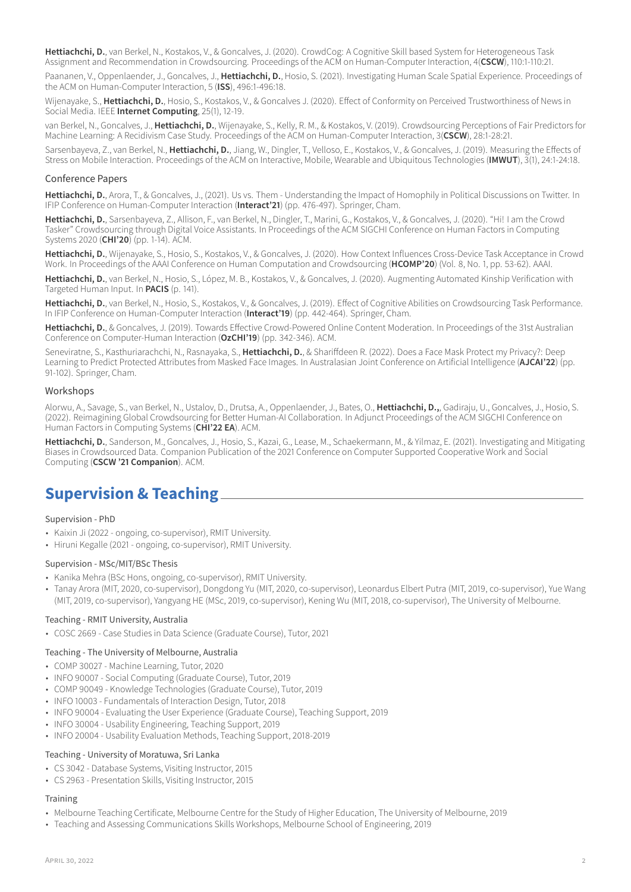**Hettiachchi, D.**, van Berkel, N., Kostakos, V., & Goncalves, J. (2020). CrowdCog: A Cognitive Skill based System for Heterogeneous Task Assignment and Recommendation in Crowdsourcing. Proceedings of the ACM on Human-Computer Interaction, 4(**CSCW**), 110:1-110:21.

Paananen, V., Oppenlaender, J., Goncalves, J., **Hettiachchi, D.**, Hosio, S. (2021). Investigating Human Scale Spatial Experience. Proceedings of the ACM on Human-Computer Interaction, 5 (**ISS**), 496:1-496:18.

Wijenayake, S., **Hettiachchi, D.**, Hosio, S., Kostakos, V., & Goncalves J. (2020). Effect of Conformity on Perceived Trustworthiness of News in Social Media. IEEE **Internet Computing**, 25(1), 12-19.

van Berkel, N., Goncalves, J., **Hettiachchi, D.**, Wijenayake, S., Kelly, R. M., & Kostakos, V. (2019). Crowdsourcing Perceptions of Fair Predictors for Machine Learning: A Recidivism Case Study. Proceedings of the ACM on Human-Computer Interaction, 3(**CSCW**), 28:1-28:21.

Sarsenbayeva, Z., van Berkel, N., **Hettiachchi, D.**, Jiang, W., Dingler, T., Velloso, E., Kostakos, V., & Goncalves, J. (2019). Measuring the Effects of Stress on Mobile Interaction. Proceedings of the ACM on Interactive, Mobile, Wearable and Ubiquitous Technologies (**IMWUT**), 3(1), 24:1-24:18.

### Conference Papers

**Hettiachchi, D.**, Arora, T., & Goncalves, J., (2021). Us vs. Them - Understanding the Impact of Homophily in Political Discussions on Twitter. In IFIP Conference on Human-Computer Interaction (**Interact'21**) (pp. 476-497). Springer, Cham.

**Hettiachchi, D.**, Sarsenbayeva, Z., Allison, F., van Berkel, N., Dingler, T., Marini, G., Kostakos, V., & Goncalves, J. (2020). "Hi! I am the Crowd Tasker" Crowdsourcing through Digital Voice Assistants. In Proceedings of the ACM SIGCHI Conference on Human Factors in Computing Systems 2020 (**CHI'20**) (pp. 1-14). ACM.

**Hettiachchi, D.**, Wijenayake, S., Hosio, S., Kostakos, V., & Goncalves, J. (2020). How Context Influences Cross-Device Task Acceptance in Crowd Work. In Proceedings of the AAAI Conference on Human Computation and Crowdsourcing (**HCOMP'20**) (Vol. 8, No. 1, pp. 53-62). AAAI.

**Hettiachchi, D.**, van Berkel, N., Hosio, S., López, M. B., Kostakos, V., & Goncalves, J. (2020). Augmenting Automated Kinship Verification with Targeted Human Input. In **PACIS** (p. 141).

**Hettiachchi, D.**, van Berkel, N., Hosio, S., Kostakos, V., & Goncalves, J. (2019). Effect of Cognitive Abilities on Crowdsourcing Task Performance. In IFIP Conference on Human-Computer Interaction (**Interact'19**) (pp. 442-464). Springer, Cham.

**Hettiachchi, D.**, & Goncalves, J. (2019). Towards Effective Crowd-Powered Online Content Moderation. In Proceedings of the 31st Australian Conference on Computer-Human Interaction (**OzCHI'19**) (pp. 342-346). ACM.

Seneviratne, S., Kasthuriarachchi, N., Rasnayaka, S., **Hettiachchi, D.**, & Shariffdeen R. (2022). Does a Face Mask Protect my Privacy?: Deep Learning to Predict Protected Attributes from Masked Face Images. In Australasian Joint Conference on Artificial Intelligence (**AJCAI'22**) (pp. 91-102). Springer, Cham.

### Workshops

Alorwu, A., Savage, S., van Berkel, N., Ustalov, D., Drutsa, A., Oppenlaender, J., Bates, O., **Hettiachchi, D.,**, Gadiraju, U., Goncalves, J., Hosio, S. (2022). Reimagining Global Crowdsourcing for Better Human-AI Collaboration. In Adjunct Proceedings of the ACM SIGCHI Conference on Human Factors in Computing Systems (**CHI'22 EA**). ACM.

**Hettiachchi, D.**, Sanderson, M., Goncalves, J., Hosio, S., Kazai, G., Lease, M., Schaekermann, M., & Yilmaz, E. (2021). Investigating and Mitigating Biases in Crowdsourced Data. Companion Publication of the 2021 Conference on Computer Supported Cooperative Work and Social Computing (**CSCW '21 Companion**). ACM.

## Supervision & Teaching

### Supervision - PhD

- Kaixin Ji (2022 - ongoing, co-supervisor), RMIT University.
- Hiruni Kegalle (2021 - ongoing, co-supervisor), RMIT University.

### Supervision - MSc/MIT/BSc Thesis

- Kanika Mehra (BSc Hons, ongoing, co-supervisor), RMIT University.
- Tanay Arora (MIT, 2020, co-supervisor), Dongdong Yu (MIT, 2020, co-supervisor), Leonardus Elbert Putra (MIT, 2019, co-supervisor), Yue Wang (MIT, 2019, co-supervisor), Yangyang HE (MSc, 2019, co-supervisor), Kening Wu (MIT, 2018, co-supervisor), The University of Melbourne.

### Teaching - RMIT University, Australia

- COSC 2669 - Case Studies in Data Science (Graduate Course), Tutor, 2021

### Teaching - The University of Melbourne, Australia

- COMP 30027 - Machine Learning, Tutor, 2020
- INFO 90007 - Social Computing (Graduate Course), Tutor, 2019
- COMP 90049 - Knowledge Technologies (Graduate Course), Tutor, 2019
- INFO 10003 - Fundamentals of Interaction Design, Tutor, 2018
- INFO 90004 - Evaluating the User Experience (Graduate Course), Teaching Support, 2019
- INFO 30004 - Usability Engineering, Teaching Support, 2019
- INFO 20004 - Usability Evaluation Methods, Teaching Support, 2018-2019

### Teaching - University of Moratuwa, Sri Lanka

- CS 3042 - Database Systems, Visiting Instructor, 2015
- CS 2963 - Presentation Skills, Visiting Instructor, 2015

### Training

- Melbourne Teaching Certificate, Melbourne Centre for the Study of Higher Education, The University of Melbourne, 2019
- Teaching and Assessing Communications Skills Workshops, Melbourne School of Engineering, 2019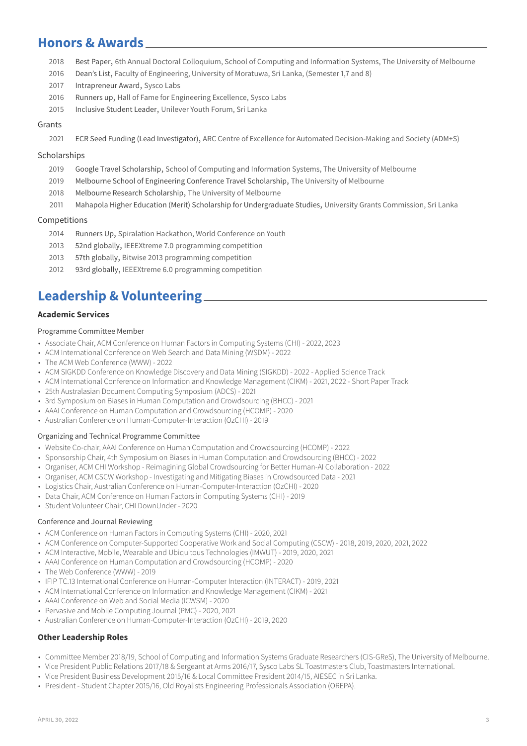## Honors & Awards

- 2018 **Best Paper**, 6th Annual Doctoral Colloquium, School of Computing and Information Systems, The University of Melbourne
- 2016 **Dean's List**, Faculty of Engineering, University of Moratuwa, Sri Lanka, (Semester 1,7 and 8)
- 2017 **Intrapreneur Award**, Sysco Labs
- 2016 **Runners up**, Hall of Fame for Engineering Excellence, Sysco Labs
- 2015 **Inclusive Student Leader**, Unilever Youth Forum, Sri Lanka

### Grants

- 2021 **ECR Seed Funding (Lead Investigator)**, ARC Centre of Excellence for Automated Decision-Making and Society (ADM+S)

### Scholarships

- 2019 **Google Travel Scholarship**, School of Computing and Information Systems, The University of Melbourne
- 2019 **Melbourne School of Engineering Conference Travel Scholarship**, The University of Melbourne
- 2018 **Melbourne Research Scholarship**, The University of Melbourne
- 2011 **Mahapola Higher Education (Merit) Scholarship for Undergraduate Studies**, University Grants Commission, Sri Lanka

### Competitions

- 2014 **Runners Up**, Spiralation Hackathon, World Conference on Youth
- 2013 **52nd globally**, IEEEXtreme 7.0 programming competition
- 2013 **57th globally**, Bitwise 2013 programming competition
- 2012 **93rd globally**, IEEEXtreme 6.0 programming competition

## Leadership & Volunteering

### Academic Services

Programme Committee Member

- Associate Chair, ACM Conference on Human Factors in Computing Systems (CHI) - 2022, 2023
- ACM International Conference on Web Search and Data Mining (WSDM) - 2022
- The ACM Web Conference (WWW) - 2022
- ACM SIGKDD Conference on Knowledge Discovery and Data Mining (SIGKDD) - 2022 - Applied Science Track
- ACM International Conference on Information and Knowledge Management (CIKM) - 2021, 2022 - Short Paper Track
- 25th Australasian Document Computing Symposium (ADCS) - 2021
- 3rd Symposium on Biases in Human Computation and Crowdsourcing (BHCC) - 2021
- AAAI Conference on Human Computation and Crowdsourcing (HCOMP) - 2020
- Australian Conference on Human-Computer-Interaction (OzCHI) - 2019

Organizing and Technical Programme Committee

- Website Co-chair, AAAI Conference on Human Computation and Crowdsourcing (HCOMP) - 2022
- Sponsorship Chair, 4th Symposium on Biases in Human Computation and Crowdsourcing (BHCC) - 2022
- Organiser, ACM CHI Workshop - Reimagining Global Crowdsourcing for Better Human-AI Collaboration - 2022
- Organiser, ACM CSCW Workshop - Investigating and Mitigating Biases in Crowdsourced Data - 2021
- Logistics Chair, Australian Conference on Human-Computer-Interaction (OzCHI) - 2020
- Data Chair, ACM Conference on Human Factors in Computing Systems (CHI) - 2019
- Student Volunteer Chair, CHI DownUnder - 2020

Conference and Journal Reviewing

- ACM Conference on Human Factors in Computing Systems (CHI) - 2020, 2021
- ACM Conference on Computer-Supported Cooperative Work and Social Computing (CSCW) - 2018, 2019, 2020, 2021, 2022
- ACM Interactive, Mobile, Wearable and Ubiquitous Technologies (IMWUT) - 2019, 2020, 2021
- AAAI Conference on Human Computation and Crowdsourcing (HCOMP) - 2020
- The Web Conference (WWW) - 2019
- IFIP TC.13 International Conference on Human-Computer Interaction (INTERACT) - 2019, 2021
- ACM International Conference on Information and Knowledge Management (CIKM) - 2021
- AAAI Conference on Web and Social Media (ICWSM) - 2020
- Pervasive and Mobile Computing Journal (PMC) - 2020, 2021
- Australian Conference on Human-Computer-Interaction (OzCHI) - 2019, 2020

### Other Leadership Roles

- Committee Member 2018/19, School of Computing and Information Systems Graduate Researchers (CIS-GReS), The University of Melbourne.
- Vice President Public Relations 2017/18 & Sergeant at Arms 2016/17, Sysco Labs SL Toastmasters Club, Toastmasters International.
- Vice President Business Development 2015/16 & Local Committee President 2014/15, AIESEC in Sri Lanka.
- President - Student Chapter 2015/16, Old Royalists Engineering Professionals Association (OREPA).